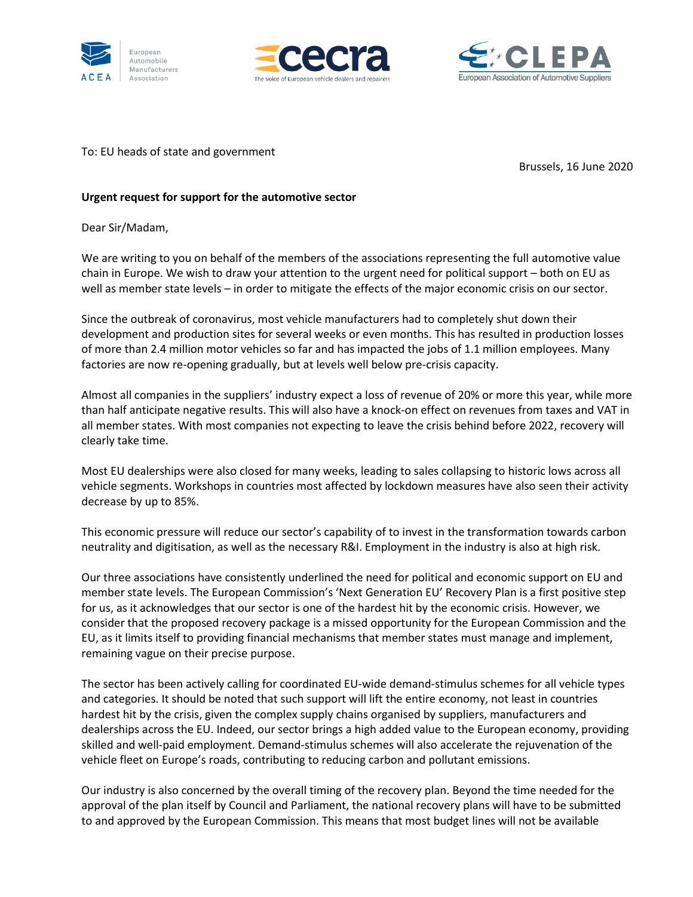To: EU heads of state and government

Brussels, 16 June 2020

**Urgent request for support for the automotive sector**

Dear Sir/Madam,

We are writing to you on behalf of the members of the associations representing the full automotive value chain in Europe. We wish to draw your attention to the urgent need for political support – both on EU as well as member state levels – in order to mitigate the effects of the major economic crisis on our sector.

Since the outbreak of coronavirus, most vehicle manufacturers had to completely shut down their development and production sites for several weeks or even months. This has resulted in production losses of more than 2.4 million motor vehicles so far and has impacted the jobs of 1.1 million employees. Many factories are now re-opening gradually, but at levels well below pre-crisis capacity.

Almost all companies in the suppliers' industry expect a loss of revenue of 20% or more this year, while more than half anticipate negative results. This will also have a knock-on effect on revenues from taxes and VAT in all member states. With most companies not expecting to leave the crisis behind before 2022, recovery will clearly take time.

Most EU dealerships were also closed for many weeks, leading to sales collapsing to historic lows across all vehicle segments. Workshops in countries most affected by lockdown measures have also seen their activity decrease by up to 85%.

This economic pressure will reduce our sector's capability of to invest in the transformation towards carbon neutrality and digitisation, as well as the necessary R&I. Employment in the industry is also at high risk.

Our three associations have consistently underlined the need for political and economic support on EU and member state levels. The European Commission's 'Next Generation EU' Recovery Plan is a first positive step for us, as it acknowledges that our sector is one of the hardest hit by the economic crisis. However, we consider that the proposed recovery package is a missed opportunity for the European Commission and the EU, as it limits itself to providing financial mechanisms that member states must manage and implement, remaining vague on their precise purpose.

The sector has been actively calling for coordinated EU-wide demand-stimulus schemes for all vehicle types and categories. It should be noted that such support will lift the entire economy, not least in countries hardest hit by the crisis, given the complex supply chains organised by suppliers, manufacturers and dealerships across the EU. Indeed, our sector brings a high added value to the European economy, providing skilled and well-paid employment. Demand-stimulus schemes will also accelerate the rejuvenation of the vehicle fleet on Europe's roads, contributing to reducing carbon and pollutant emissions.

Our industry is also concerned by the overall timing of the recovery plan. Beyond the time needed for the approval of the plan itself by Council and Parliament, the national recovery plans will have to be submitted to and approved by the European Commission. This means that most budget lines will not be available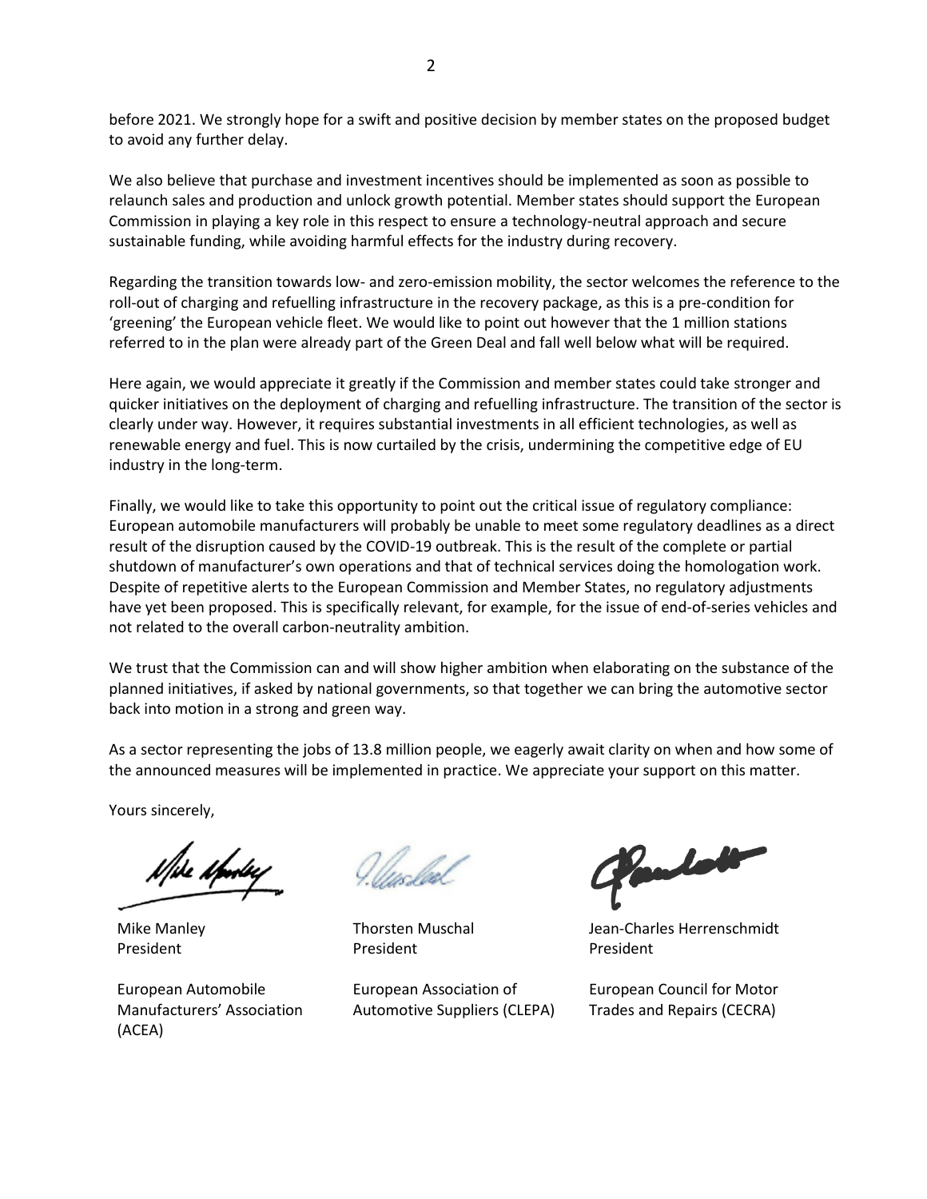before 2021. We strongly hope for a swift and positive decision by member states on the proposed budget to avoid any further delay.

We also believe that purchase and investment incentives should be implemented as soon as possible to relaunch sales and production and unlock growth potential. Member states should support the European Commission in playing a key role in this respect to ensure a technology-neutral approach and secure sustainable funding, while avoiding harmful effects for the industry during recovery.

Regarding the transition towards low- and zero-emission mobility, the sector welcomes the reference to the roll-out of charging and refuelling infrastructure in the recovery package, as this is a pre-condition for 'greening' the European vehicle fleet. We would like to point out however that the 1 million stations referred to in the plan were already part of the Green Deal and fall well below what will be required.

Here again, we would appreciate it greatly if the Commission and member states could take stronger and quicker initiatives on the deployment of charging and refuelling infrastructure. The transition of the sector is clearly under way. However, it requires substantial investments in all efficient technologies, as well as renewable energy and fuel. This is now curtailed by the crisis, undermining the competitive edge of EU industry in the long-term.

Finally, we would like to take this opportunity to point out the critical issue of regulatory compliance: European automobile manufacturers will probably be unable to meet some regulatory deadlines as a direct result of the disruption caused by the COVID-19 outbreak. This is the result of the complete or partial shutdown of manufacturer's own operations and that of technical services doing the homologation work. Despite of repetitive alerts to the European Commission and Member States, no regulatory adjustments have yet been proposed. This is specifically relevant, for example, for the issue of end-of-series vehicles and not related to the overall carbon-neutrality ambition.

We trust that the Commission can and will show higher ambition when elaborating on the substance of the planned initiatives, if asked by national governments, so that together we can bring the automotive sector back into motion in a strong and green way.

As a sector representing the jobs of 13.8 million people, we eagerly await clarity on when and how some of the announced measures will be implemented in practice. We appreciate your support on this matter.

Yours sincerely,

Mike Manley
President

European Automobile Manufacturers' Association (ACEA)

Thorsten Muschal
President

European Association of Automotive Suppliers (CLEPA)

Jean-Charles Herrenschmidt
President

European Council for Motor Trades and Repairs (CECRA)